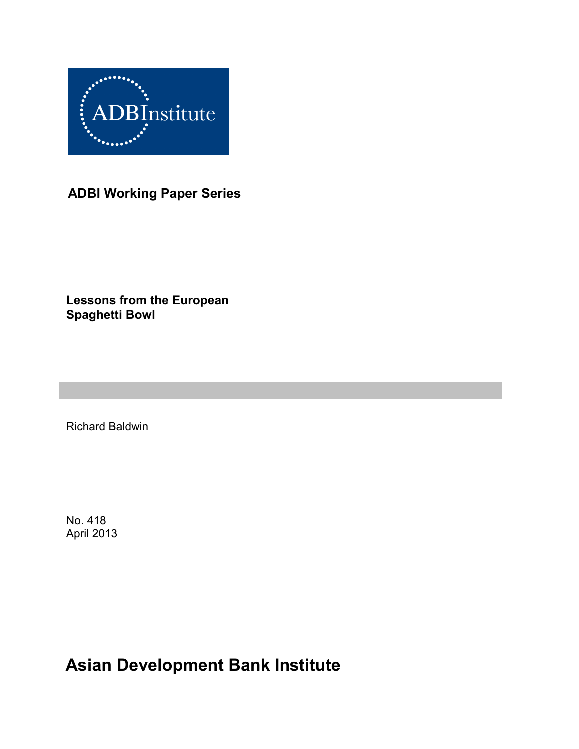ADBInstitute

**ADBI Working Paper Series**

# Lessons from the European Spaghetti Bowl

Richard Baldwin

No. 418
April 2013

## Asian Development Bank Institute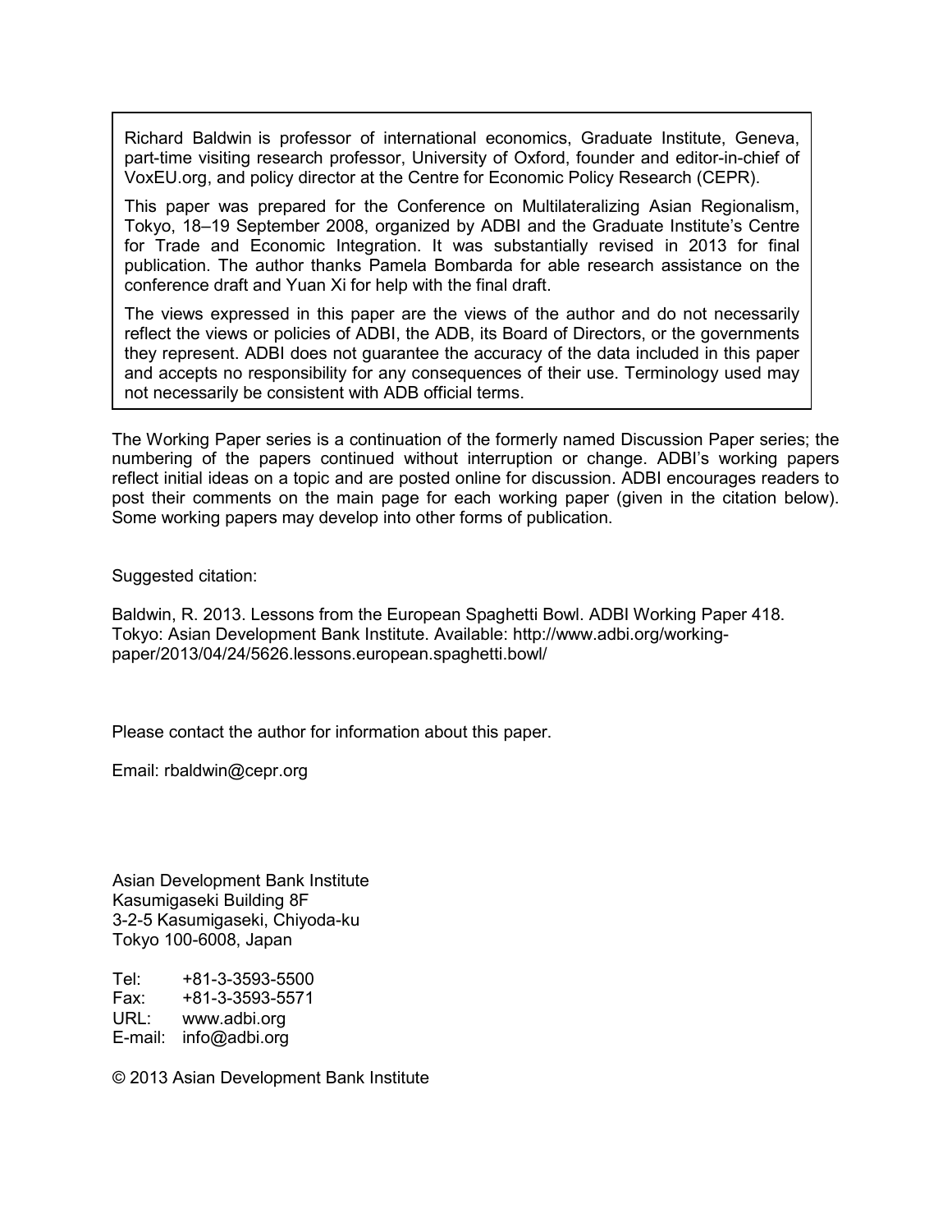Richard Baldwin is professor of international economics, Graduate Institute, Geneva, part-time visiting research professor, University of Oxford, founder and editor-in-chief of VoxEU.org, and policy director at the Centre for Economic Policy Research (CEPR).

This paper was prepared for the Conference on Multilateralizing Asian Regionalism, Tokyo, 18–19 September 2008, organized by ADBI and the Graduate Institute's Centre for Trade and Economic Integration. It was substantially revised in 2013 for final publication. The author thanks Pamela Bombarda for able research assistance on the conference draft and Yuan Xi for help with the final draft.

The views expressed in this paper are the views of the author and do not necessarily reflect the views or policies of ADBI, the ADB, its Board of Directors, or the governments they represent. ADBI does not guarantee the accuracy of the data included in this paper and accepts no responsibility for any consequences of their use. Terminology used may not necessarily be consistent with ADB official terms.

The Working Paper series is a continuation of the formerly named Discussion Paper series; the numbering of the papers continued without interruption or change. ADBI's working papers reflect initial ideas on a topic and are posted online for discussion. ADBI encourages readers to post their comments on the main page for each working paper (given in the citation below). Some working papers may develop into other forms of publication.

Suggested citation:

Baldwin, R. 2013. Lessons from the European Spaghetti Bowl. ADBI Working Paper 418. Tokyo: Asian Development Bank Institute. Available: http://www.adbi.org/working-paper/2013/04/24/5626.lessons.european.spaghetti.bowl/

Please contact the author for information about this paper.

Email: rbaldwin@cepr.org

Asian Development Bank Institute
Kasumigaseki Building 8F
3-2-5 Kasumigaseki, Chiyoda-ku
Tokyo 100-6008, Japan

Tel: +81-3-3593-5500
Fax: +81-3-3593-5571
URL: www.adbi.org
E-mail: info@adbi.org

© 2013 Asian Development Bank Institute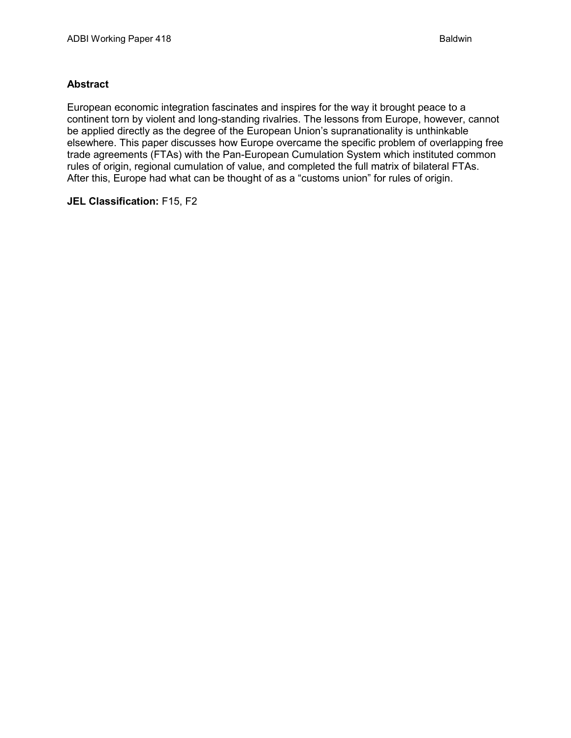## Abstract

European economic integration fascinates and inspires for the way it brought peace to a continent torn by violent and long-standing rivalries. The lessons from Europe, however, cannot be applied directly as the degree of the European Union's supranationality is unthinkable elsewhere. This paper discusses how Europe overcame the specific problem of overlapping free trade agreements (FTAs) with the Pan-European Cumulation System which instituted common rules of origin, regional cumulation of value, and completed the full matrix of bilateral FTAs. After this, Europe had what can be thought of as a "customs union" for rules of origin.

**JEL Classification:** F15, F2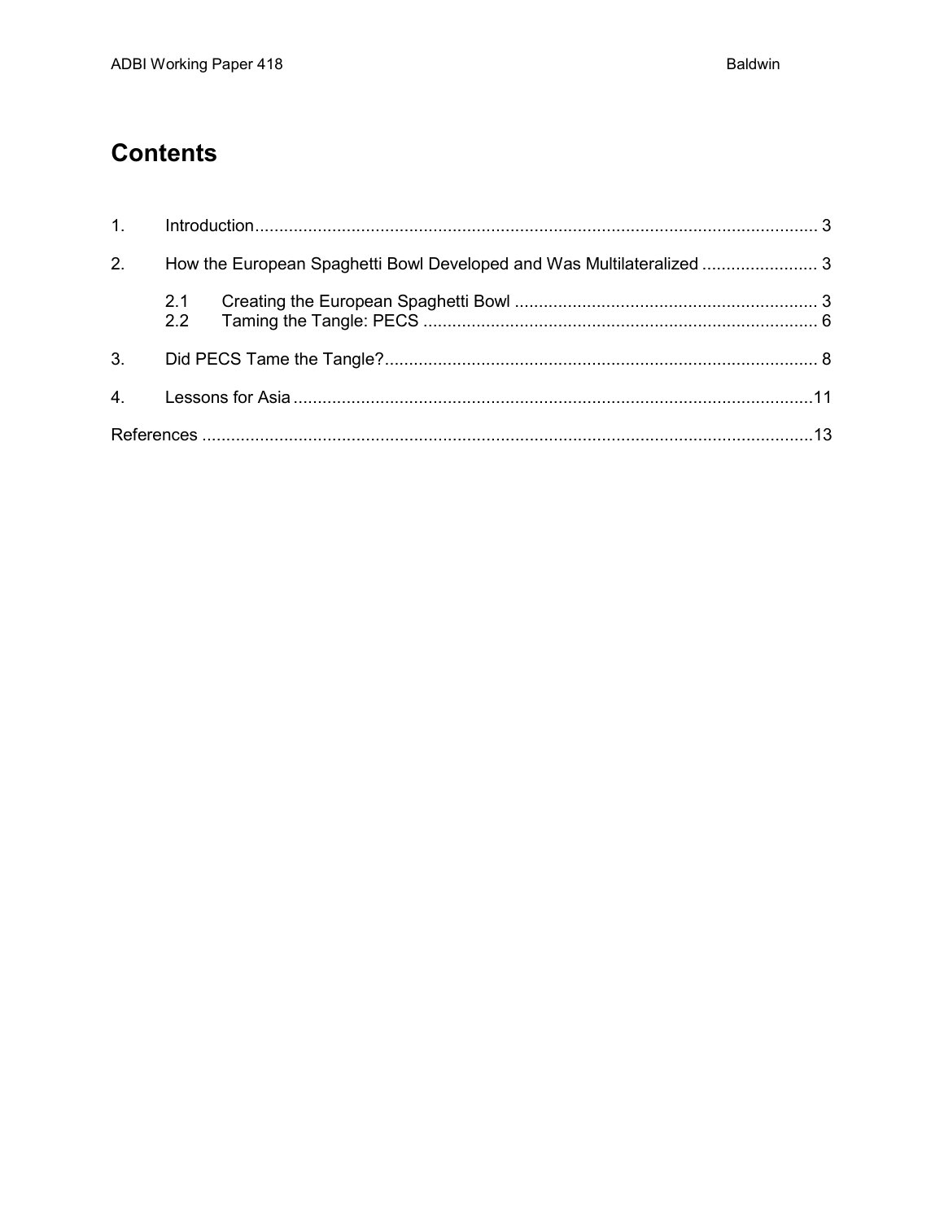# Contents

1. Introduction ..................................................................................................................... 3

2. How the European Spaghetti Bowl Developed and Was Multilateralized ........................ 3

    2.1 Creating the European Spaghetti Bowl ............................................................... 3
    2.2 Taming the Tangle: PECS .................................................................................. 6

3. Did PECS Tame the Tangle? .......................................................................................... 8

4. Lessons for Asia ........................................................................................................... 11

References ...................................................................................................................... 13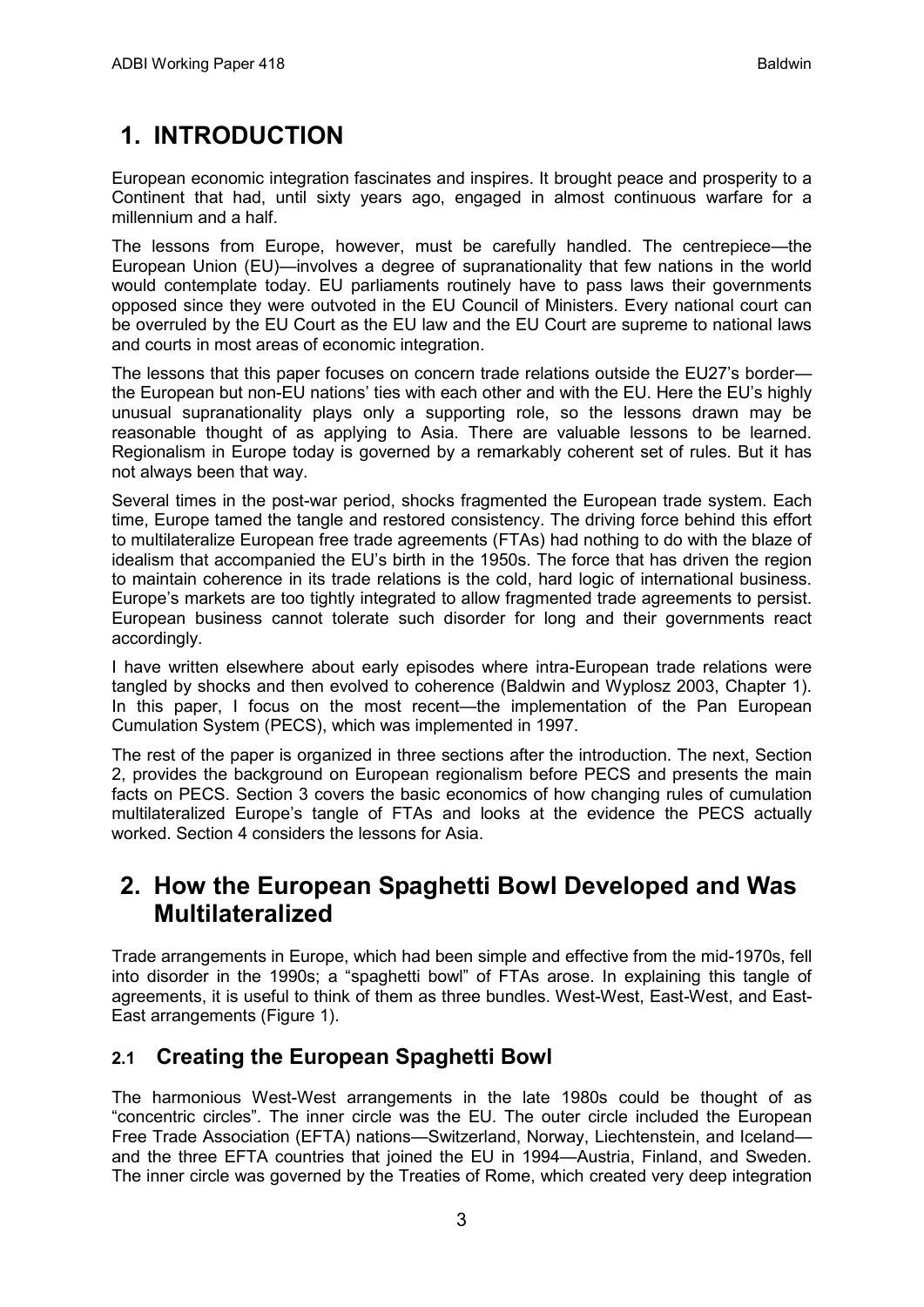# 1. INTRODUCTION

European economic integration fascinates and inspires. It brought peace and prosperity to a Continent that had, until sixty years ago, engaged in almost continuous warfare for a millennium and a half.

The lessons from Europe, however, must be carefully handled. The centrepiece—the European Union (EU)—involves a degree of supranationality that few nations in the world would contemplate today. EU parliaments routinely have to pass laws their governments opposed since they were outvoted in the EU Council of Ministers. Every national court can be overruled by the EU Court as the EU law and the EU Court are supreme to national laws and courts in most areas of economic integration.

The lessons that this paper focuses on concern trade relations outside the EU27's border—the European but non-EU nations' ties with each other and with the EU. Here the EU's highly unusual supranationality plays only a supporting role, so the lessons drawn may be reasonable thought of as applying to Asia. There are valuable lessons to be learned. Regionalism in Europe today is governed by a remarkably coherent set of rules. But it has not always been that way.

Several times in the post-war period, shocks fragmented the European trade system. Each time, Europe tamed the tangle and restored consistency. The driving force behind this effort to multilateralize European free trade agreements (FTAs) had nothing to do with the blaze of idealism that accompanied the EU's birth in the 1950s. The force that has driven the region to maintain coherence in its trade relations is the cold, hard logic of international business. Europe's markets are too tightly integrated to allow fragmented trade agreements to persist. European business cannot tolerate such disorder for long and their governments react accordingly.

I have written elsewhere about early episodes where intra-European trade relations were tangled by shocks and then evolved to coherence (Baldwin and Wyplosz 2003, Chapter 1). In this paper, I focus on the most recent—the implementation of the Pan European Cumulation System (PECS), which was implemented in 1997.

The rest of the paper is organized in three sections after the introduction. The next, Section 2, provides the background on European regionalism before PECS and presents the main facts on PECS. Section 3 covers the basic economics of how changing rules of cumulation multilateralized Europe's tangle of FTAs and looks at the evidence the PECS actually worked. Section 4 considers the lessons for Asia.

# 2. How the European Spaghetti Bowl Developed and Was Multilateralized

Trade arrangements in Europe, which had been simple and effective from the mid-1970s, fell into disorder in the 1990s; a "spaghetti bowl" of FTAs arose. In explaining this tangle of agreements, it is useful to think of them as three bundles. West-West, East-West, and East-East arrangements (Figure 1).

## 2.1 Creating the European Spaghetti Bowl

The harmonious West-West arrangements in the late 1980s could be thought of as "concentric circles". The inner circle was the EU. The outer circle included the European Free Trade Association (EFTA) nations—Switzerland, Norway, Liechtenstein, and Iceland—and the three EFTA countries that joined the EU in 1994—Austria, Finland, and Sweden. The inner circle was governed by the Treaties of Rome, which created very deep integration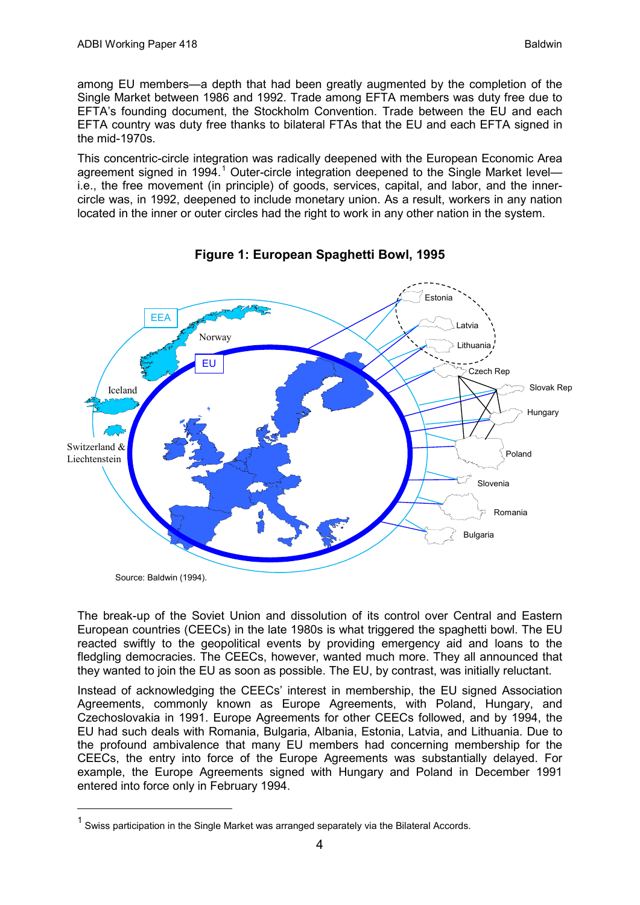among EU members—a depth that had been greatly augmented by the completion of the Single Market between 1986 and 1992. Trade among EFTA members was duty free due to EFTA's founding document, the Stockholm Convention. Trade between the EU and each EFTA country was duty free thanks to bilateral FTAs that the EU and each EFTA signed in the mid-1970s.

This concentric-circle integration was radically deepened with the European Economic Area agreement signed in 1994.[1] Outer-circle integration deepened to the Single Market level—i.e., the free movement (in principle) of goods, services, capital, and labor, and the inner-circle was, in 1992, deepened to include monetary union. As a result, workers in any nation located in the inner or outer circles had the right to work in any other nation in the system.

**Figure 1: European Spaghetti Bowl, 1995**

Source: Baldwin (1994).

The break-up of the Soviet Union and dissolution of its control over Central and Eastern European countries (CEECs) in the late 1980s is what triggered the spaghetti bowl. The EU reacted swiftly to the geopolitical events by providing emergency aid and loans to the fledgling democracies. The CEECs, however, wanted much more. They all announced that they wanted to join the EU as soon as possible. The EU, by contrast, was initially reluctant.

Instead of acknowledging the CEECs' interest in membership, the EU signed Association Agreements, commonly known as Europe Agreements, with Poland, Hungary, and Czechoslovakia in 1991. Europe Agreements for other CEECs followed, and by 1994, the EU had such deals with Romania, Bulgaria, Albania, Estonia, Latvia, and Lithuania. Due to the profound ambivalence that many EU members had concerning membership for the CEECs, the entry into force of the Europe Agreements was substantially delayed. For example, the Europe Agreements signed with Hungary and Poland in December 1991 entered into force only in February 1994.

[1] Swiss participation in the Single Market was arranged separately via the Bilateral Accords.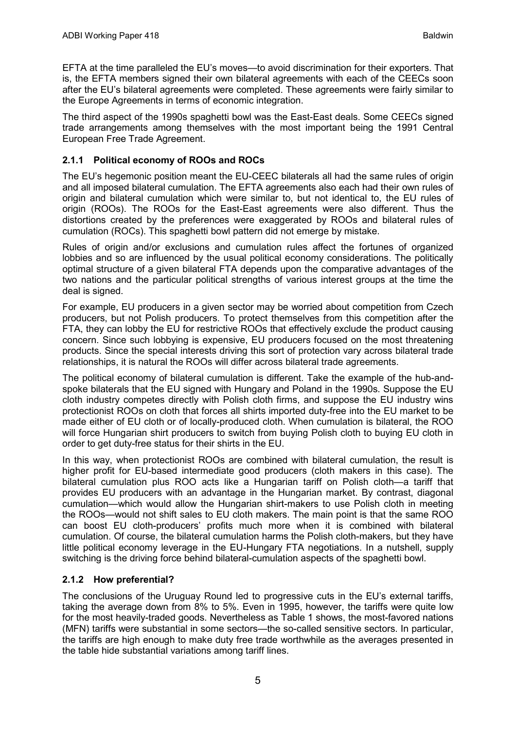EFTA at the time paralleled the EU's moves—to avoid discrimination for their exporters. That is, the EFTA members signed their own bilateral agreements with each of the CEECs soon after the EU's bilateral agreements were completed. These agreements were fairly similar to the Europe Agreements in terms of economic integration.

The third aspect of the 1990s spaghetti bowl was the East-East deals. Some CEECs signed trade arrangements among themselves with the most important being the 1991 Central European Free Trade Agreement.

### 2.1.1 Political economy of ROOs and ROCs

The EU's hegemonic position meant the EU-CEEC bilaterals all had the same rules of origin and all imposed bilateral cumulation. The EFTA agreements also each had their own rules of origin and bilateral cumulation which were similar to, but not identical to, the EU rules of origin (ROOs). The ROOs for the East-East agreements were also different. Thus the distortions created by the preferences were exaggerated by ROOs and bilateral rules of cumulation (ROCs). This spaghetti bowl pattern did not emerge by mistake.

Rules of origin and/or exclusions and cumulation rules affect the fortunes of organized lobbies and so are influenced by the usual political economy considerations. The politically optimal structure of a given bilateral FTA depends upon the comparative advantages of the two nations and the particular political strengths of various interest groups at the time the deal is signed.

For example, EU producers in a given sector may be worried about competition from Czech producers, but not Polish producers. To protect themselves from this competition after the FTA, they can lobby the EU for restrictive ROOs that effectively exclude the product causing concern. Since such lobbying is expensive, EU producers focused on the most threatening products. Since the special interests driving this sort of protection vary across bilateral trade relationships, it is natural the ROOs will differ across bilateral trade agreements.

The political economy of bilateral cumulation is different. Take the example of the hub-and-spoke bilaterals that the EU signed with Hungary and Poland in the 1990s. Suppose the EU cloth industry competes directly with Polish cloth firms, and suppose the EU industry wins protectionist ROOs on cloth that forces all shirts imported duty-free into the EU market to be made either of EU cloth or of locally-produced cloth. When cumulation is bilateral, the ROO will force Hungarian shirt producers to switch from buying Polish cloth to buying EU cloth in order to get duty-free status for their shirts in the EU.

In this way, when protectionist ROOs are combined with bilateral cumulation, the result is higher profit for EU-based intermediate good producers (cloth makers in this case). The bilateral cumulation plus ROO acts like a Hungarian tariff on Polish cloth—a tariff that provides EU producers with an advantage in the Hungarian market. By contrast, diagonal cumulation—which would allow the Hungarian shirt-makers to use Polish cloth in meeting the ROOs—would not shift sales to EU cloth makers. The main point is that the same ROO can boost EU cloth-producers' profits much more when it is combined with bilateral cumulation. Of course, the bilateral cumulation harms the Polish cloth-makers, but they have little political economy leverage in the EU-Hungary FTA negotiations. In a nutshell, supply switching is the driving force behind bilateral-cumulation aspects of the spaghetti bowl.

### 2.1.2 How preferential?

The conclusions of the Uruguay Round led to progressive cuts in the EU's external tariffs, taking the average down from 8% to 5%. Even in 1995, however, the tariffs were quite low for the most heavily-traded goods. Nevertheless as Table 1 shows, the most-favored nations (MFN) tariffs were substantial in some sectors—the so-called sensitive sectors. In particular, the tariffs are high enough to make duty free trade worthwhile as the averages presented in the table hide substantial variations among tariff lines.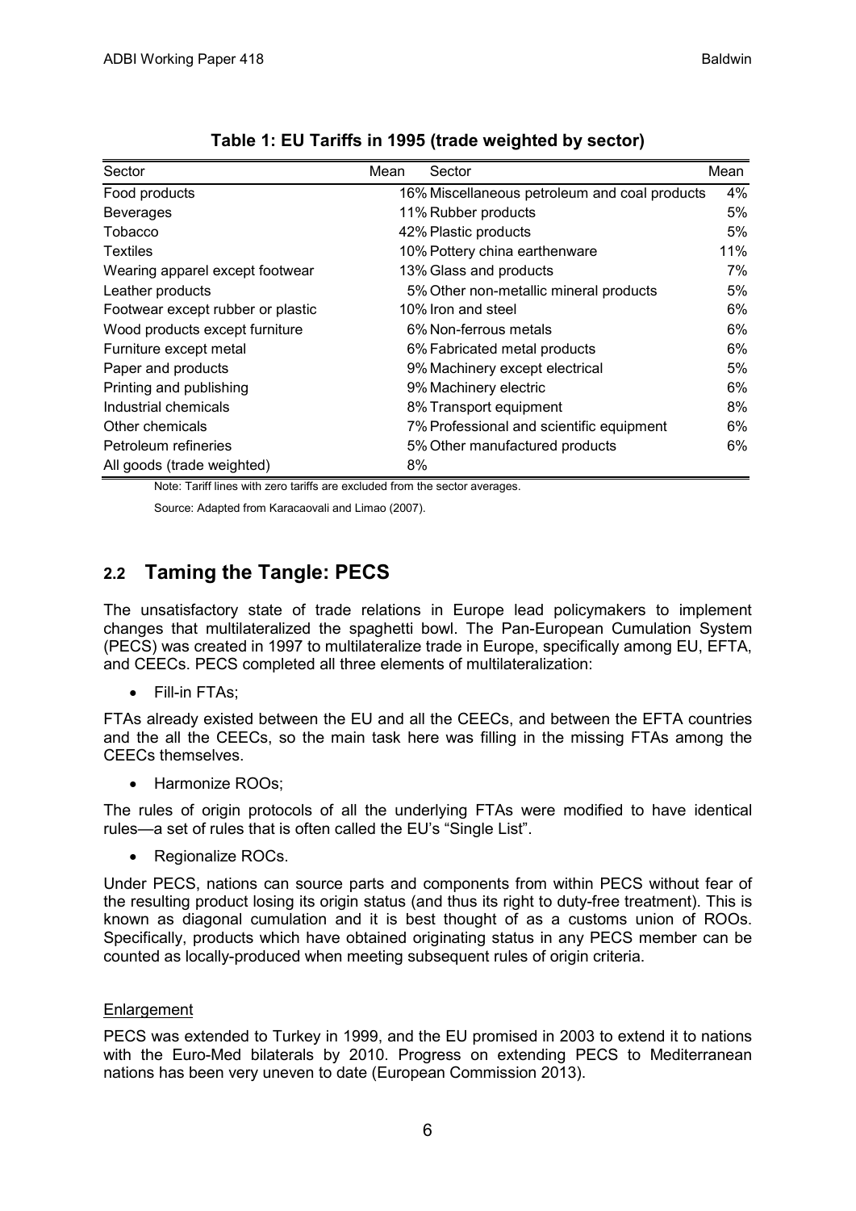**Table 1: EU Tariffs in 1995 (trade weighted by sector)**

| Sector | Mean | Sector | Mean |
|---|---|---|---|
| Food products | 16% | Miscellaneous petroleum and coal products | 4% |
| Beverages | 11% | Rubber products | 5% |
| Tobacco | 42% | Plastic products | 5% |
| Textiles | 10% | Pottery china earthenware | 11% |
| Wearing apparel except footwear | 13% | Glass and products | 7% |
| Leather products | 5% | Other non-metallic mineral products | 5% |
| Footwear except rubber or plastic | 10% | Iron and steel | 6% |
| Wood products except furniture | 6% | Non-ferrous metals | 6% |
| Furniture except metal | 6% | Fabricated metal products | 6% |
| Paper and products | 9% | Machinery except electrical | 5% |
| Printing and publishing | 9% | Machinery electric | 6% |
| Industrial chemicals | 8% | Transport equipment | 8% |
| Other chemicals | 7% | Professional and scientific equipment | 6% |
| Petroleum refineries | 5% | Other manufactured products | 6% |
| All goods (trade weighted) | 8% | | |

Note: Tariff lines with zero tariffs are excluded from the sector averages.

Source: Adapted from Karacaovali and Limao (2007).

## 2.2 Taming the Tangle: PECS

The unsatisfactory state of trade relations in Europe lead policymakers to implement changes that multilateralized the spaghetti bowl. The Pan-European Cumulation System (PECS) was created in 1997 to multilateralize trade in Europe, specifically among EU, EFTA, and CEECs. PECS completed all three elements of multilateralization:

- Fill-in FTAs;

FTAs already existed between the EU and all the CEECs, and between the EFTA countries and the all the CEECs, so the main task here was filling in the missing FTAs among the CEECs themselves.

- Harmonize ROOs;

The rules of origin protocols of all the underlying FTAs were modified to have identical rules—a set of rules that is often called the EU's "Single List".

- Regionalize ROCs.

Under PECS, nations can source parts and components from within PECS without fear of the resulting product losing its origin status (and thus its right to duty-free treatment). This is known as diagonal cumulation and it is best thought of as a customs union of ROOs. Specifically, products which have obtained originating status in any PECS member can be counted as locally-produced when meeting subsequent rules of origin criteria.

Enlargement

PECS was extended to Turkey in 1999, and the EU promised in 2003 to extend it to nations with the Euro-Med bilaterals by 2010. Progress on extending PECS to Mediterranean nations has been very uneven to date (European Commission 2013).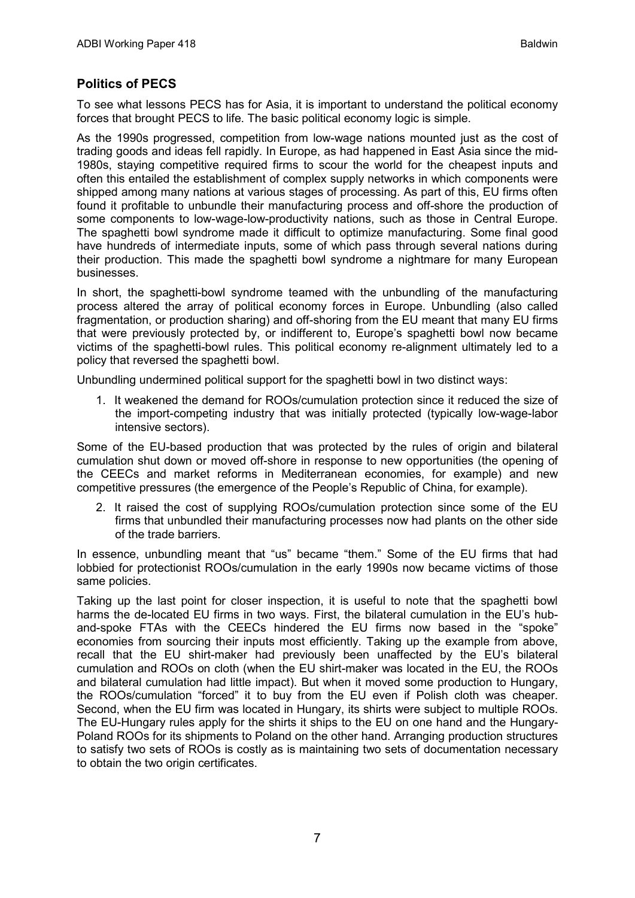### Politics of PECS

To see what lessons PECS has for Asia, it is important to understand the political economy forces that brought PECS to life. The basic political economy logic is simple.

As the 1990s progressed, competition from low-wage nations mounted just as the cost of trading goods and ideas fell rapidly. In Europe, as had happened in East Asia since the mid-1980s, staying competitive required firms to scour the world for the cheapest inputs and often this entailed the establishment of complex supply networks in which components were shipped among many nations at various stages of processing. As part of this, EU firms often found it profitable to unbundle their manufacturing process and off-shore the production of some components to low-wage-low-productivity nations, such as those in Central Europe. The spaghetti bowl syndrome made it difficult to optimize manufacturing. Some final good have hundreds of intermediate inputs, some of which pass through several nations during their production. This made the spaghetti bowl syndrome a nightmare for many European businesses.

In short, the spaghetti-bowl syndrome teamed with the unbundling of the manufacturing process altered the array of political economy forces in Europe. Unbundling (also called fragmentation, or production sharing) and off-shoring from the EU meant that many EU firms that were previously protected by, or indifferent to, Europe's spaghetti bowl now became victims of the spaghetti-bowl rules. This political economy re-alignment ultimately led to a policy that reversed the spaghetti bowl.

Unbundling undermined political support for the spaghetti bowl in two distinct ways:

1. It weakened the demand for ROOs/cumulation protection since it reduced the size of the import-competing industry that was initially protected (typically low-wage-labor intensive sectors).

Some of the EU-based production that was protected by the rules of origin and bilateral cumulation shut down or moved off-shore in response to new opportunities (the opening of the CEECs and market reforms in Mediterranean economies, for example) and new competitive pressures (the emergence of the People's Republic of China, for example).

2. It raised the cost of supplying ROOs/cumulation protection since some of the EU firms that unbundled their manufacturing processes now had plants on the other side of the trade barriers.

In essence, unbundling meant that "us" became "them." Some of the EU firms that had lobbied for protectionist ROOs/cumulation in the early 1990s now became victims of those same policies.

Taking up the last point for closer inspection, it is useful to note that the spaghetti bowl harms the de-located EU firms in two ways. First, the bilateral cumulation in the EU's hub-and-spoke FTAs with the CEECs hindered the EU firms now based in the "spoke" economies from sourcing their inputs most efficiently. Taking up the example from above, recall that the EU shirt-maker had previously been unaffected by the EU's bilateral cumulation and ROOs on cloth (when the EU shirt-maker was located in the EU, the ROOs and bilateral cumulation had little impact). But when it moved some production to Hungary, the ROOs/cumulation "forced" it to buy from the EU even if Polish cloth was cheaper. Second, when the EU firm was located in Hungary, its shirts were subject to multiple ROOs. The EU-Hungary rules apply for the shirts it ships to the EU on one hand and the Hungary-Poland ROOs for its shipments to Poland on the other hand. Arranging production structures to satisfy two sets of ROOs is costly as is maintaining two sets of documentation necessary to obtain the two origin certificates.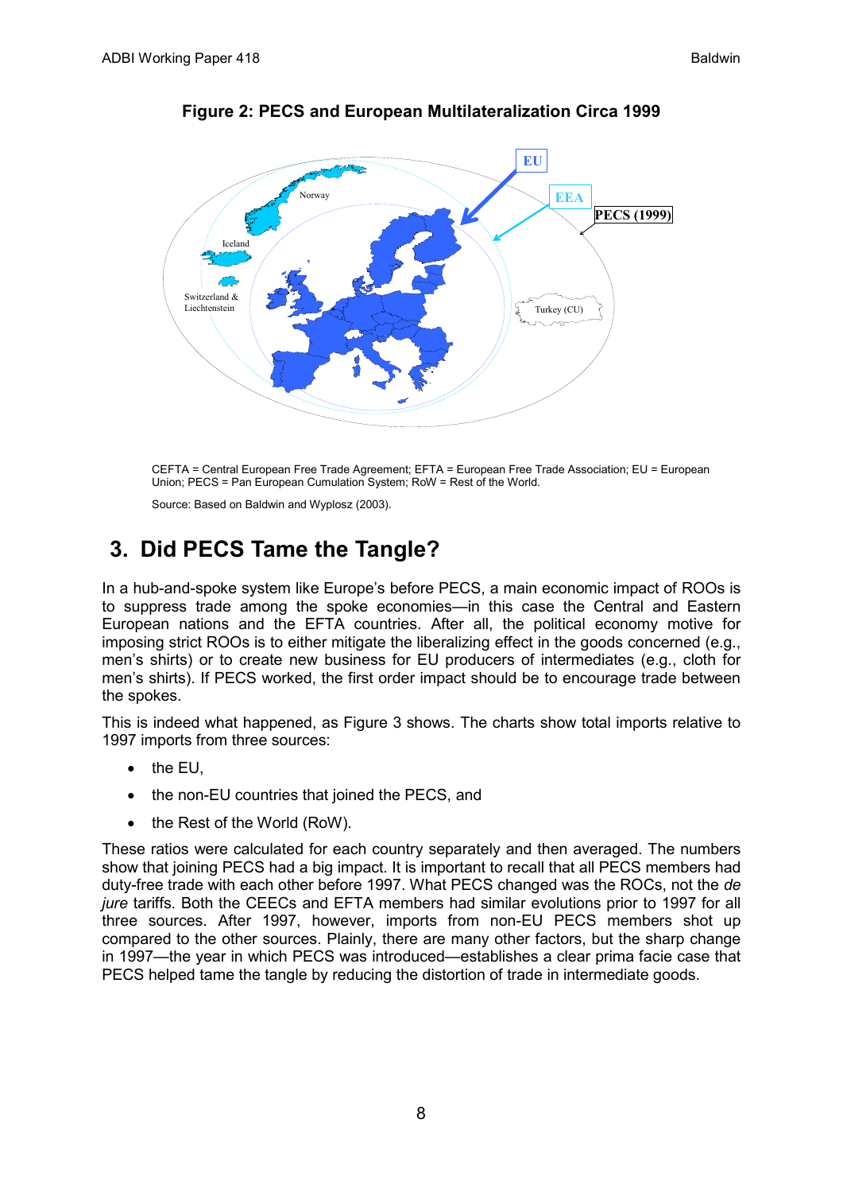**Figure 2: PECS and European Multilateralization Circa 1999**

CEFTA = Central European Free Trade Agreement; EFTA = European Free Trade Association; EU = European Union; PECS = Pan European Cumulation System; RoW = Rest of the World.

Source: Based on Baldwin and Wyplosz (2003).

# 3. Did PECS Tame the Tangle?

In a hub-and-spoke system like Europe's before PECS, a main economic impact of ROOs is to suppress trade among the spoke economies—in this case the Central and Eastern European nations and the EFTA countries. After all, the political economy motive for imposing strict ROOs is to either mitigate the liberalizing effect in the goods concerned (e.g., men's shirts) or to create new business for EU producers of intermediates (e.g., cloth for men's shirts). If PECS worked, the first order impact should be to encourage trade between the spokes.

This is indeed what happened, as Figure 3 shows. The charts show total imports relative to 1997 imports from three sources:

- the EU,
- the non-EU countries that joined the PECS, and
- the Rest of the World (RoW).

These ratios were calculated for each country separately and then averaged. The numbers show that joining PECS had a big impact. It is important to recall that all PECS members had duty-free trade with each other before 1997. What PECS changed was the ROCs, not the *de jure* tariffs. Both the CEECs and EFTA members had similar evolutions prior to 1997 for all three sources. After 1997, however, imports from non-EU PECS members shot up compared to the other sources. Plainly, there are many other factors, but the sharp change in 1997—the year in which PECS was introduced—establishes a clear prima facie case that PECS helped tame the tangle by reducing the distortion of trade in intermediate goods.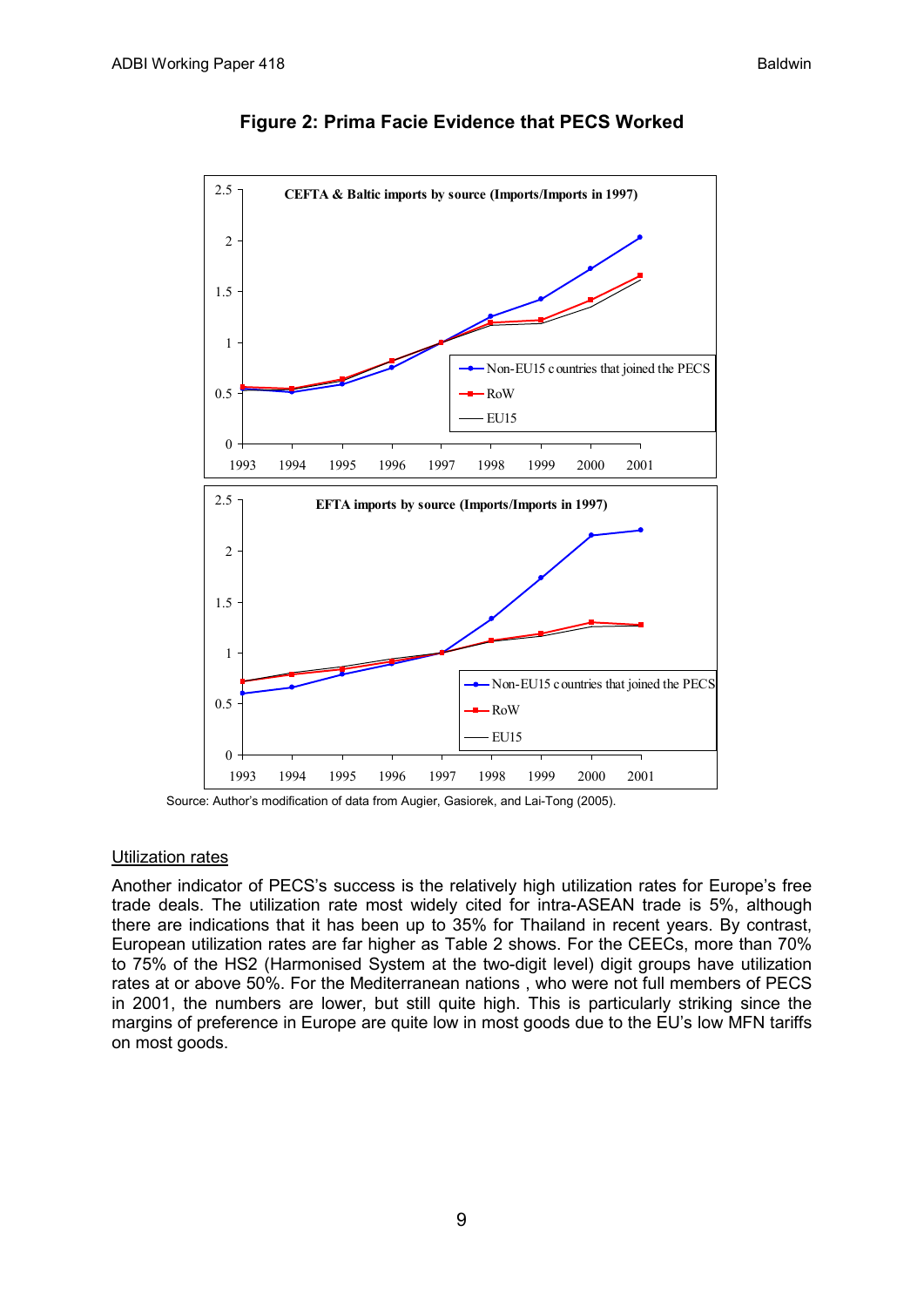**Figure 2: Prima Facie Evidence that PECS Worked**

Source: Author's modification of data from Augier, Gasiorek, and Lai-Tong (2005).

Utilization rates

Another indicator of PECS's success is the relatively high utilization rates for Europe's free trade deals. The utilization rate most widely cited for intra-ASEAN trade is 5%, although there are indications that it has been up to 35% for Thailand in recent years. By contrast, European utilization rates are far higher as Table 2 shows. For the CEECs, more than 70% to 75% of the HS2 (Harmonised System at the two-digit level) digit groups have utilization rates at or above 50%. For the Mediterranean nations , who were not full members of PECS in 2001, the numbers are lower, but still quite high. This is particularly striking since the margins of preference in Europe are quite low in most goods due to the EU's low MFN tariffs on most goods.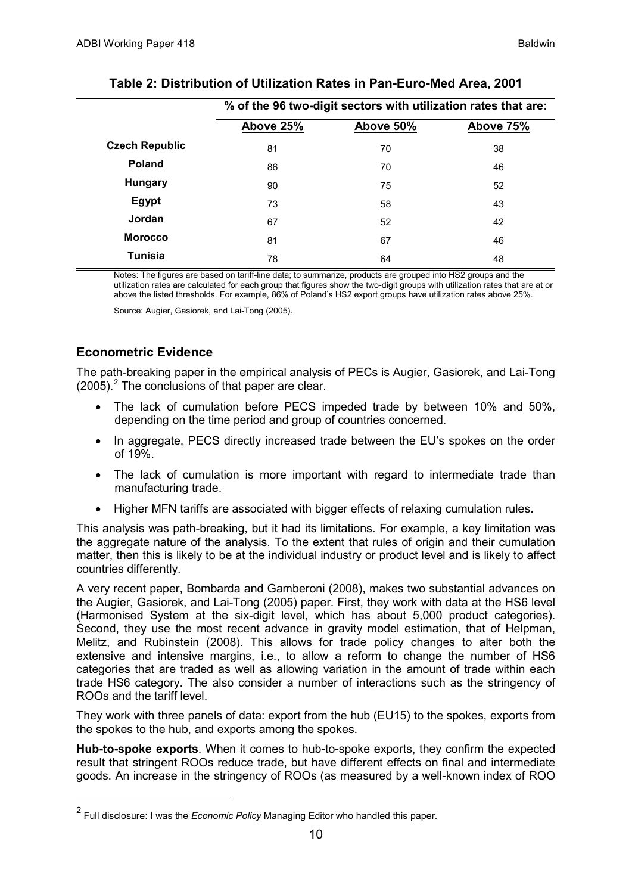**Table 2: Distribution of Utilization Rates in Pan-Euro-Med Area, 2001**

| | % of the 96 two-digit sectors with utilization rates that are: | | |
|---|---|---|---|
| | Above 25% | Above 50% | Above 75% |
| **Czech Republic** | 81 | 70 | 38 |
| **Poland** | 86 | 70 | 46 |
| **Hungary** | 90 | 75 | 52 |
| **Egypt** | 73 | 58 | 43 |
| **Jordan** | 67 | 52 | 42 |
| **Morocco** | 81 | 67 | 46 |
| **Tunisia** | 78 | 64 | 48 |

Notes: The figures are based on tariff-line data; to summarize, products are grouped into HS2 groups and the utilization rates are calculated for each group that figures show the two-digit groups with utilization rates that are at or above the listed thresholds. For example, 86% of Poland's HS2 export groups have utilization rates above 25%.

Source: Augier, Gasiorek, and Lai-Tong (2005).

## Econometric Evidence

The path-breaking paper in the empirical analysis of PECs is Augier, Gasiorek, and Lai-Tong (2005).[2] The conclusions of that paper are clear.

- The lack of cumulation before PECS impeded trade by between 10% and 50%, depending on the time period and group of countries concerned.
- In aggregate, PECS directly increased trade between the EU's spokes on the order of 19%.
- The lack of cumulation is more important with regard to intermediate trade than manufacturing trade.
- Higher MFN tariffs are associated with bigger effects of relaxing cumulation rules.

This analysis was path-breaking, but it had its limitations. For example, a key limitation was the aggregate nature of the analysis. To the extent that rules of origin and their cumulation matter, then this is likely to be at the individual industry or product level and is likely to affect countries differently.

A very recent paper, Bombarda and Gamberoni (2008), makes two substantial advances on the Augier, Gasiorek, and Lai-Tong (2005) paper. First, they work with data at the HS6 level (Harmonised System at the six-digit level, which has about 5,000 product categories). Second, they use the most recent advance in gravity model estimation, that of Helpman, Melitz, and Rubinstein (2008). This allows for trade policy changes to alter both the extensive and intensive margins, i.e., to allow a reform to change the number of HS6 categories that are traded as well as allowing variation in the amount of trade within each trade HS6 category. The also consider a number of interactions such as the stringency of ROOs and the tariff level.

They work with three panels of data: export from the hub (EU15) to the spokes, exports from the spokes to the hub, and exports among the spokes.

**Hub-to-spoke exports**. When it comes to hub-to-spoke exports, they confirm the expected result that stringent ROOs reduce trade, but have different effects on final and intermediate goods. An increase in the stringency of ROOs (as measured by a well-known index of ROO

[2] Full disclosure: I was the *Economic Policy* Managing Editor who handled this paper.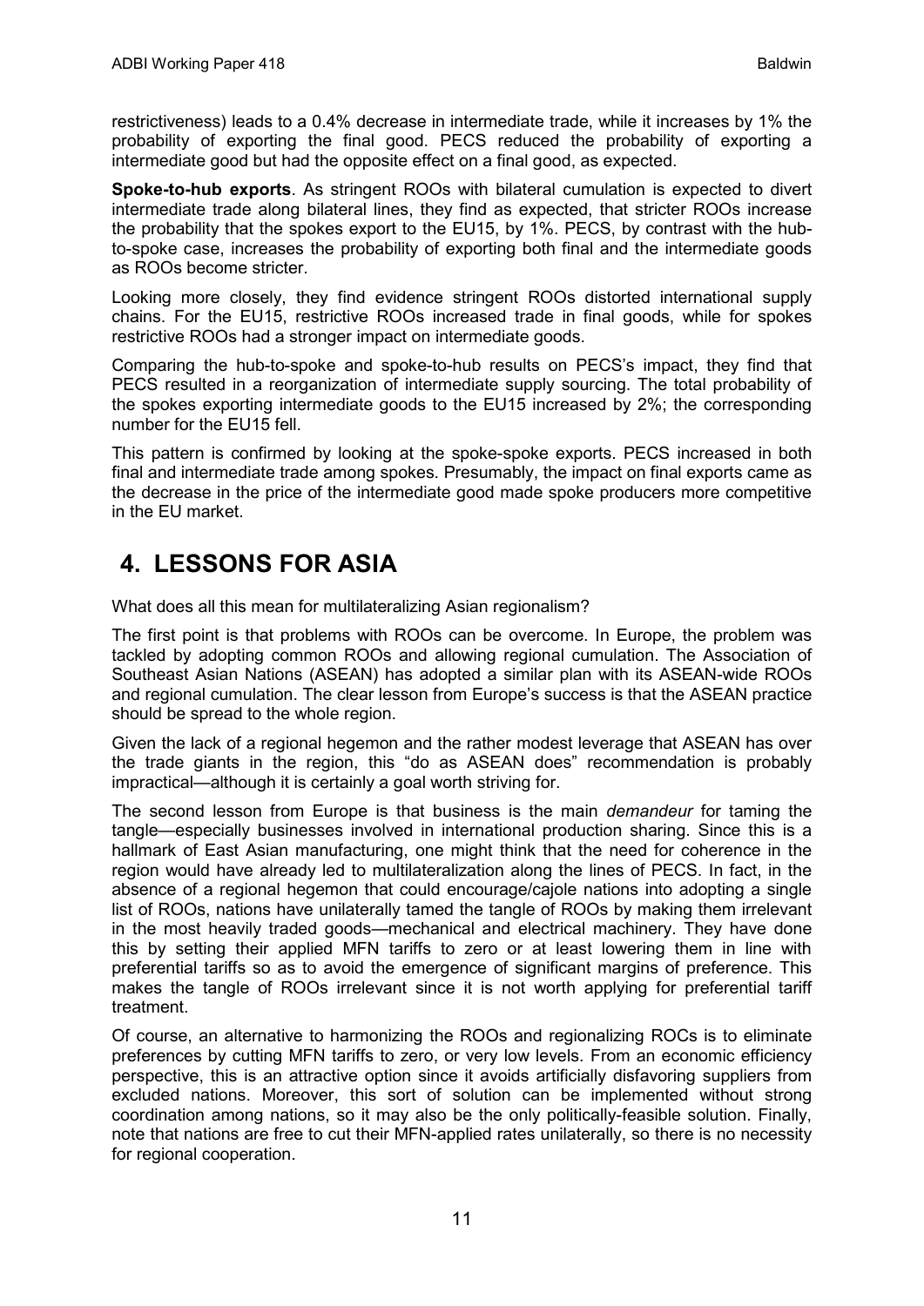restrictiveness) leads to a 0.4% decrease in intermediate trade, while it increases by 1% the probability of exporting the final good. PECS reduced the probability of exporting a intermediate good but had the opposite effect on a final good, as expected.

**Spoke-to-hub exports**. As stringent ROOs with bilateral cumulation is expected to divert intermediate trade along bilateral lines, they find as expected, that stricter ROOs increase the probability that the spokes export to the EU15, by 1%. PECS, by contrast with the hub-to-spoke case, increases the probability of exporting both final and the intermediate goods as ROOs become stricter.

Looking more closely, they find evidence stringent ROOs distorted international supply chains. For the EU15, restrictive ROOs increased trade in final goods, while for spokes restrictive ROOs had a stronger impact on intermediate goods.

Comparing the hub-to-spoke and spoke-to-hub results on PECS's impact, they find that PECS resulted in a reorganization of intermediate supply sourcing. The total probability of the spokes exporting intermediate goods to the EU15 increased by 2%; the corresponding number for the EU15 fell.

This pattern is confirmed by looking at the spoke-spoke exports. PECS increased in both final and intermediate trade among spokes. Presumably, the impact on final exports came as the decrease in the price of the intermediate good made spoke producers more competitive in the EU market.

# 4. LESSONS FOR ASIA

What does all this mean for multilateralizing Asian regionalism?

The first point is that problems with ROOs can be overcome. In Europe, the problem was tackled by adopting common ROOs and allowing regional cumulation. The Association of Southeast Asian Nations (ASEAN) has adopted a similar plan with its ASEAN-wide ROOs and regional cumulation. The clear lesson from Europe's success is that the ASEAN practice should be spread to the whole region.

Given the lack of a regional hegemon and the rather modest leverage that ASEAN has over the trade giants in the region, this "do as ASEAN does" recommendation is probably impractical—although it is certainly a goal worth striving for.

The second lesson from Europe is that business is the main *demandeur* for taming the tangle—especially businesses involved in international production sharing. Since this is a hallmark of East Asian manufacturing, one might think that the need for coherence in the region would have already led to multilateralization along the lines of PECS. In fact, in the absence of a regional hegemon that could encourage/cajole nations into adopting a single list of ROOs, nations have unilaterally tamed the tangle of ROOs by making them irrelevant in the most heavily traded goods—mechanical and electrical machinery. They have done this by setting their applied MFN tariffs to zero or at least lowering them in line with preferential tariffs so as to avoid the emergence of significant margins of preference. This makes the tangle of ROOs irrelevant since it is not worth applying for preferential tariff treatment.

Of course, an alternative to harmonizing the ROOs and regionalizing ROCs is to eliminate preferences by cutting MFN tariffs to zero, or very low levels. From an economic efficiency perspective, this is an attractive option since it avoids artificially disfavoring suppliers from excluded nations. Moreover, this sort of solution can be implemented without strong coordination among nations, so it may also be the only politically-feasible solution. Finally, note that nations are free to cut their MFN-applied rates unilaterally, so there is no necessity for regional cooperation.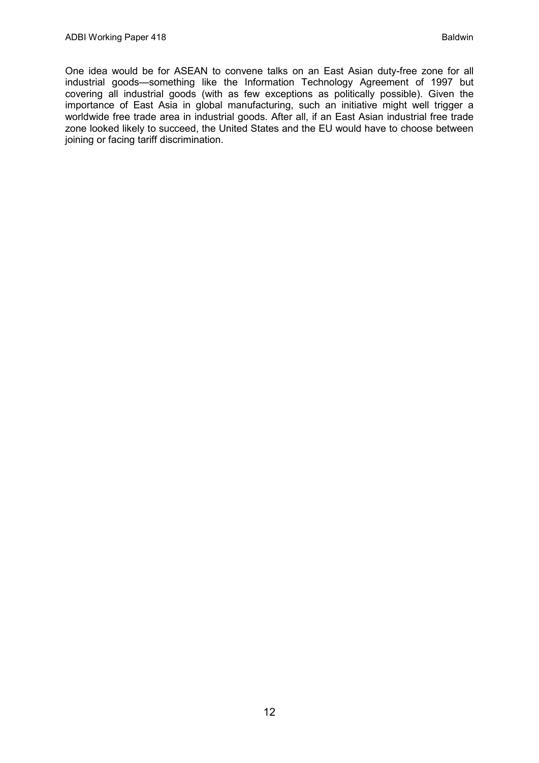One idea would be for ASEAN to convene talks on an East Asian duty-free zone for all industrial goods—something like the Information Technology Agreement of 1997 but covering all industrial goods (with as few exceptions as politically possible). Given the importance of East Asia in global manufacturing, such an initiative might well trigger a worldwide free trade area in industrial goods. After all, if an East Asian industrial free trade zone looked likely to succeed, the United States and the EU would have to choose between joining or facing tariff discrimination.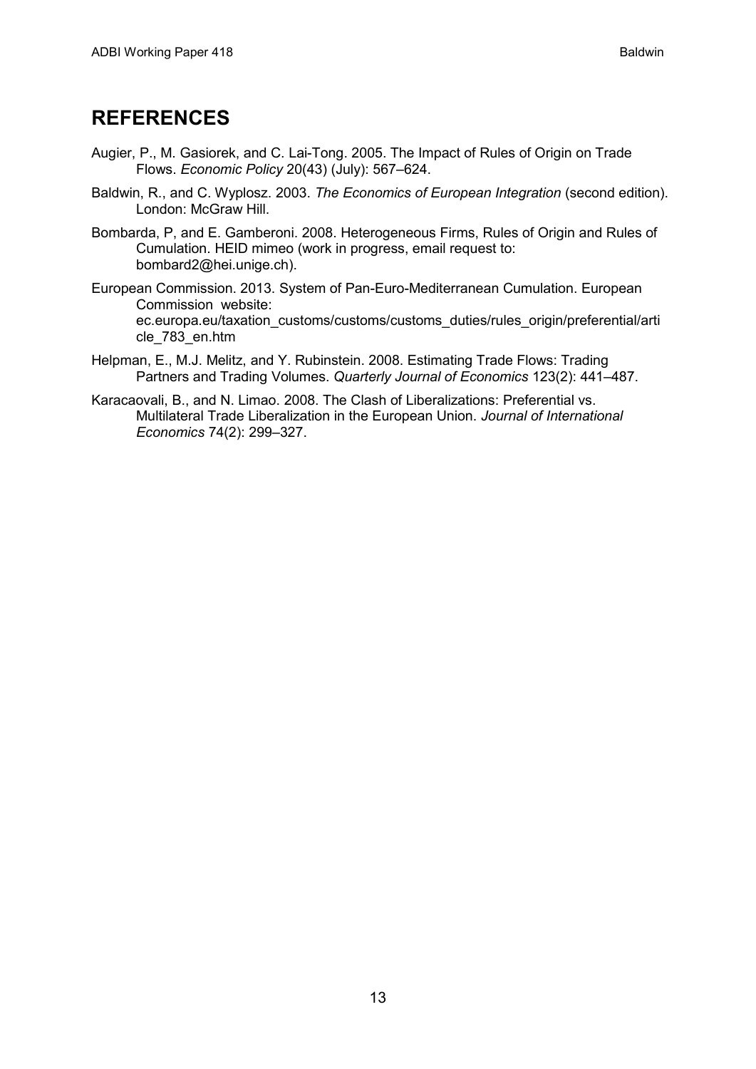# REFERENCES

Augier, P., M. Gasiorek, and C. Lai-Tong. 2005. The Impact of Rules of Origin on Trade Flows. *Economic Policy* 20(43) (July): 567–624.

Baldwin, R., and C. Wyplosz. 2003. *The Economics of European Integration* (second edition). London: McGraw Hill.

Bombarda, P, and E. Gamberoni. 2008. Heterogeneous Firms, Rules of Origin and Rules of Cumulation. HEID mimeo (work in progress, email request to: bombard2@hei.unige.ch).

European Commission. 2013. System of Pan-Euro-Mediterranean Cumulation. European Commission website: ec.europa.eu/taxation_customs/customs/customs_duties/rules_origin/preferential/article_783_en.htm

Helpman, E., M.J. Melitz, and Y. Rubinstein. 2008. Estimating Trade Flows: Trading Partners and Trading Volumes. *Quarterly Journal of Economics* 123(2): 441–487.

Karacaovali, B., and N. Limao. 2008. The Clash of Liberalizations: Preferential vs. Multilateral Trade Liberalization in the European Union. *Journal of International Economics* 74(2): 299–327.